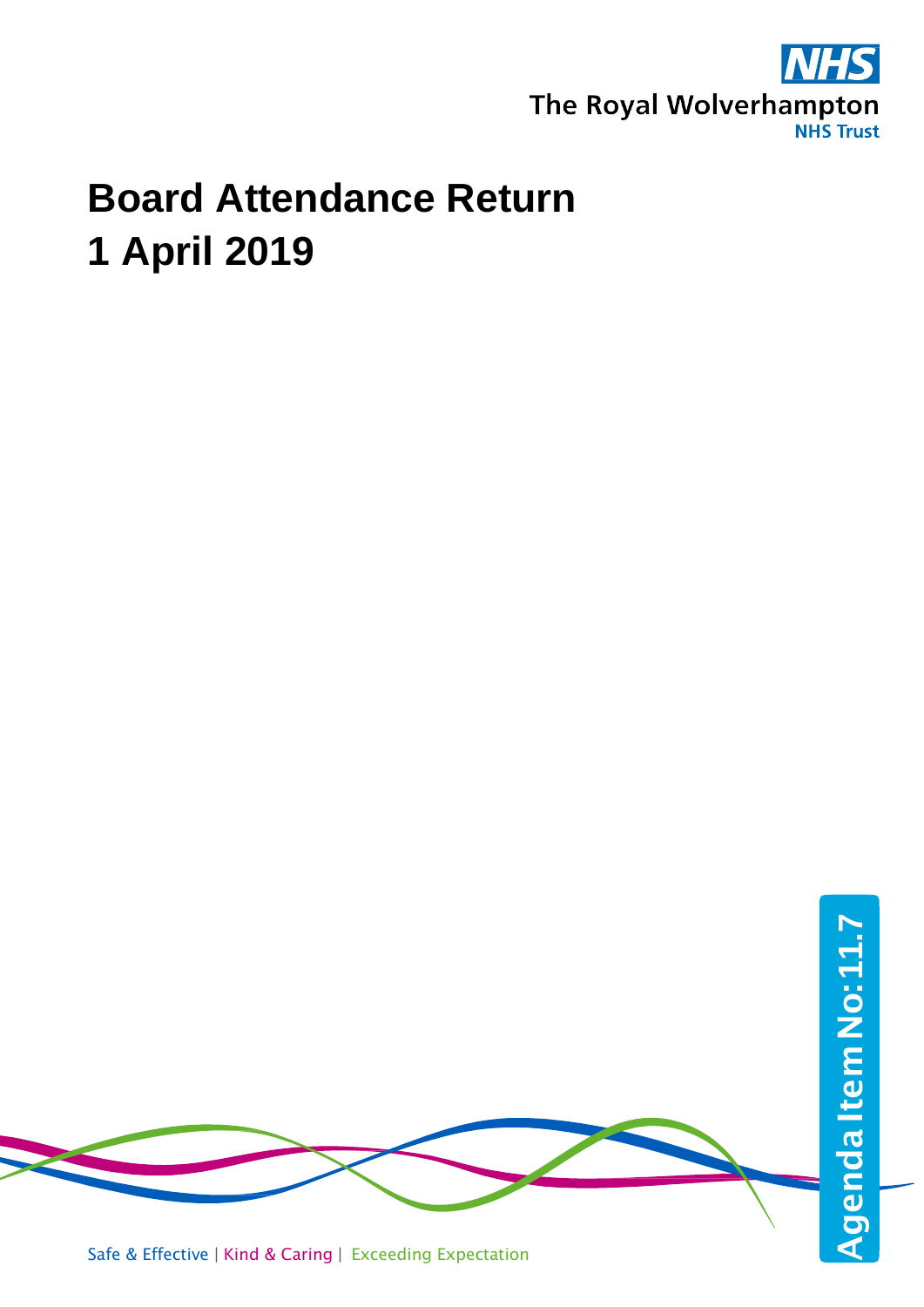The Royal Wolverhampton NHS Trust

# Board Attendance Return
# 1 April 2019

Agenda Item No: 11.7

Safe & Effective | Kind & Caring | Exceeding Expectation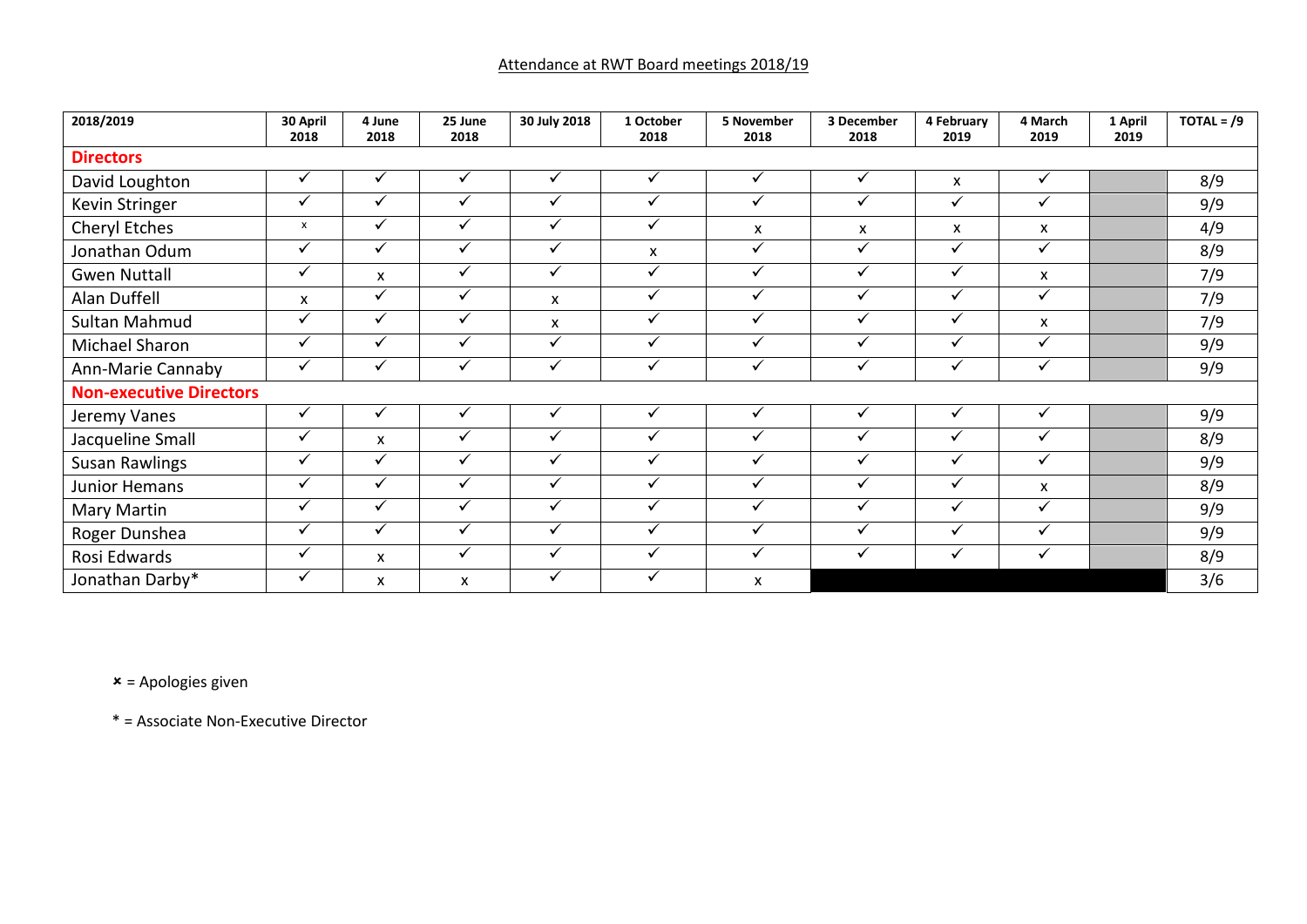Attendance at RWT Board meetings 2018/19

| 2018/2019 | 30 April 2018 | 4 June 2018 | 25 June 2018 | 30 July 2018 | 1 October 2018 | 5 November 2018 | 3 December 2018 | 4 February 2019 | 4 March 2019 | 1 April 2019 | TOTAL = /9 |
|---|---|---|---|---|---|---|---|---|---|---|---|
| **Directors** | | | | | | | | | | | |
| David Loughton | ✓ | ✓ | ✓ | ✓ | ✓ | ✓ | ✓ | x | ✓ | | 8/9 |
| Kevin Stringer | ✓ | ✓ | ✓ | ✓ | ✓ | ✓ | ✓ | ✓ | ✓ | | 9/9 |
| Cheryl Etches | x | ✓ | ✓ | ✓ | ✓ | x | x | x | x | | 4/9 |
| Jonathan Odum | ✓ | ✓ | ✓ | ✓ | x | ✓ | ✓ | ✓ | ✓ | | 8/9 |
| Gwen Nuttall | ✓ | x | ✓ | ✓ | ✓ | ✓ | ✓ | ✓ | x | | 7/9 |
| Alan Duffell | x | ✓ | ✓ | x | ✓ | ✓ | ✓ | ✓ | ✓ | | 7/9 |
| Sultan Mahmud | ✓ | ✓ | ✓ | x | ✓ | ✓ | ✓ | ✓ | x | | 7/9 |
| Michael Sharon | ✓ | ✓ | ✓ | ✓ | ✓ | ✓ | ✓ | ✓ | ✓ | | 9/9 |
| Ann-Marie Cannaby | ✓ | ✓ | ✓ | ✓ | ✓ | ✓ | ✓ | ✓ | ✓ | | 9/9 |
| **Non-executive Directors** | | | | | | | | | | | |
| Jeremy Vanes | ✓ | ✓ | ✓ | ✓ | ✓ | ✓ | ✓ | ✓ | ✓ | | 9/9 |
| Jacqueline Small | ✓ | x | ✓ | ✓ | ✓ | ✓ | ✓ | ✓ | ✓ | | 8/9 |
| Susan Rawlings | ✓ | ✓ | ✓ | ✓ | ✓ | ✓ | ✓ | ✓ | ✓ | | 9/9 |
| Junior Hemans | ✓ | ✓ | ✓ | ✓ | ✓ | ✓ | ✓ | ✓ | x | | 8/9 |
| Mary Martin | ✓ | ✓ | ✓ | ✓ | ✓ | ✓ | ✓ | ✓ | ✓ | | 9/9 |
| Roger Dunshea | ✓ | ✓ | ✓ | ✓ | ✓ | ✓ | ✓ | ✓ | ✓ | | 9/9 |
| Rosi Edwards | ✓ | x | ✓ | ✓ | ✓ | ✓ | ✓ | ✓ | ✓ | | 8/9 |
| Jonathan Darby* | ✓ | x | x | ✓ | ✓ | x | | | | | 3/6 |

✘ = Apologies given

\* = Associate Non-Executive Director